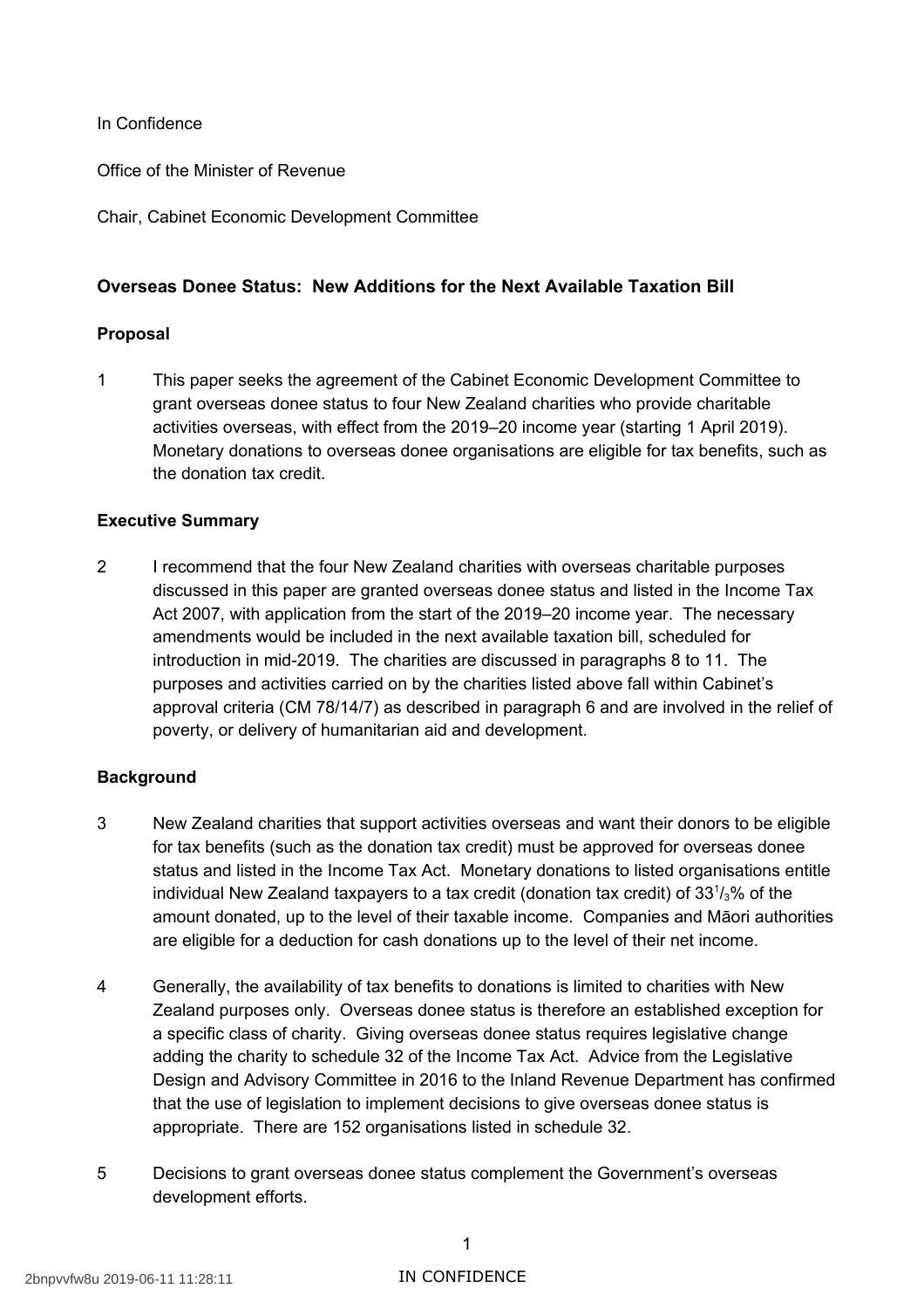In Confidence

Office of the Minister of Revenue

Chair, Cabinet Economic Development Committee

## Overseas Donee Status: New Additions for the Next Available Taxation Bill

### Proposal

1 This paper seeks the agreement of the Cabinet Economic Development Committee to grant overseas donee status to four New Zealand charities who provide charitable activities overseas, with effect from the 2019–20 income year (starting 1 April 2019). Monetary donations to overseas donee organisations are eligible for tax benefits, such as the donation tax credit.

### Executive Summary

2 I recommend that the four New Zealand charities with overseas charitable purposes discussed in this paper are granted overseas donee status and listed in the Income Tax Act 2007, with application from the start of the 2019–20 income year. The necessary amendments would be included in the next available taxation bill, scheduled for introduction in mid-2019. The charities are discussed in paragraphs 8 to 11. The purposes and activities carried on by the charities listed above fall within Cabinet's approval criteria (CM 78/14/7) as described in paragraph 6 and are involved in the relief of poverty, or delivery of humanitarian aid and development.

### Background

3 New Zealand charities that support activities overseas and want their donors to be eligible for tax benefits (such as the donation tax credit) must be approved for overseas donee status and listed in the Income Tax Act. Monetary donations to listed organisations entitle individual New Zealand taxpayers to a tax credit (donation tax credit) of $33^{1}/_{3}$% of the amount donated, up to the level of their taxable income. Companies and Māori authorities are eligible for a deduction for cash donations up to the level of their net income.

4 Generally, the availability of tax benefits to donations is limited to charities with New Zealand purposes only. Overseas donee status is therefore an established exception for a specific class of charity. Giving overseas donee status requires legislative change adding the charity to schedule 32 of the Income Tax Act. Advice from the Legislative Design and Advisory Committee in 2016 to the Inland Revenue Department has confirmed that the use of legislation to implement decisions to give overseas donee status is appropriate. There are 152 organisations listed in schedule 32.

5 Decisions to grant overseas donee status complement the Government's overseas development efforts.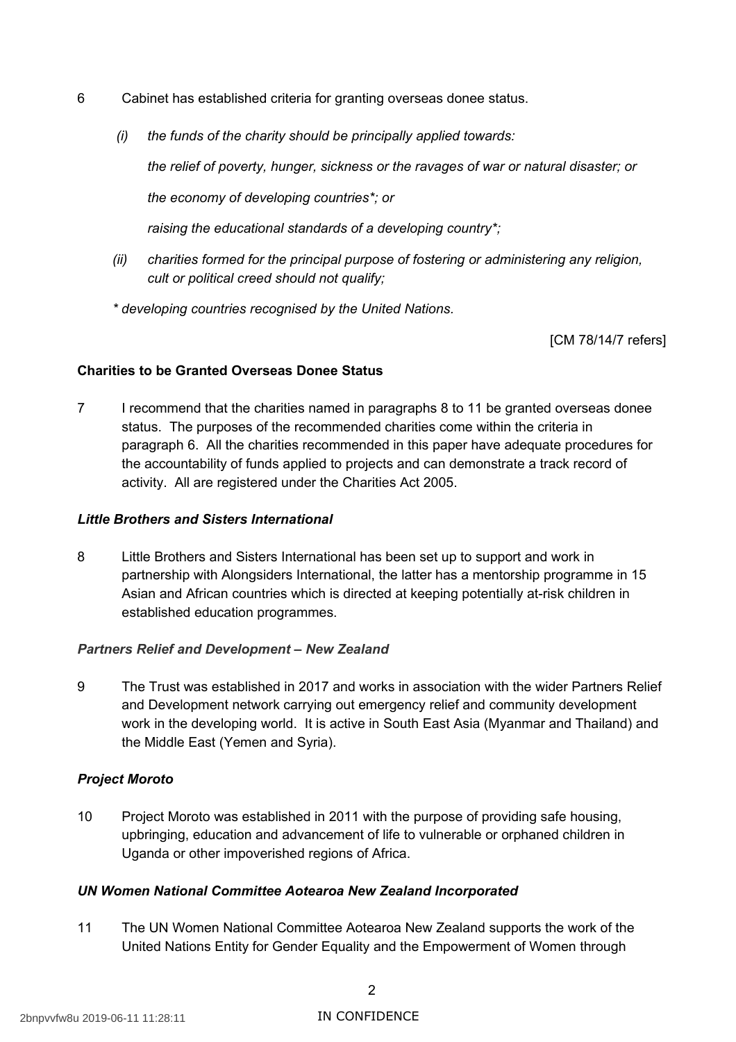6 Cabinet has established criteria for granting overseas donee status.

*(i) the funds of the charity should be principally applied towards:*

*the relief of poverty, hunger, sickness or the ravages of war or natural disaster; or*

*the economy of developing countries*\*; or*

*raising the educational standards of a developing country*\*;*

*(ii) charities formed for the principal purpose of fostering or administering any religion, cult or political creed should not qualify;*

*\* developing countries recognised by the United Nations.*

[CM 78/14/7 refers]

**Charities to be Granted Overseas Donee Status**

7 I recommend that the charities named in paragraphs 8 to 11 be granted overseas donee status. The purposes of the recommended charities come within the criteria in paragraph 6. All the charities recommended in this paper have adequate procedures for the accountability of funds applied to projects and can demonstrate a track record of activity. All are registered under the Charities Act 2005.

***Little Brothers and Sisters International***

8 Little Brothers and Sisters International has been set up to support and work in partnership with Alongsiders International, the latter has a mentorship programme in 15 Asian and African countries which is directed at keeping potentially at-risk children in established education programmes.

***Partners Relief and Development – New Zealand***

9 The Trust was established in 2017 and works in association with the wider Partners Relief and Development network carrying out emergency relief and community development work in the developing world. It is active in South East Asia (Myanmar and Thailand) and the Middle East (Yemen and Syria).

***Project Moroto***

10 Project Moroto was established in 2011 with the purpose of providing safe housing, upbringing, education and advancement of life to vulnerable or orphaned children in Uganda or other impoverished regions of Africa.

***UN Women National Committee Aotearoa New Zealand Incorporated***

11 The UN Women National Committee Aotearoa New Zealand supports the work of the United Nations Entity for Gender Equality and the Empowerment of Women through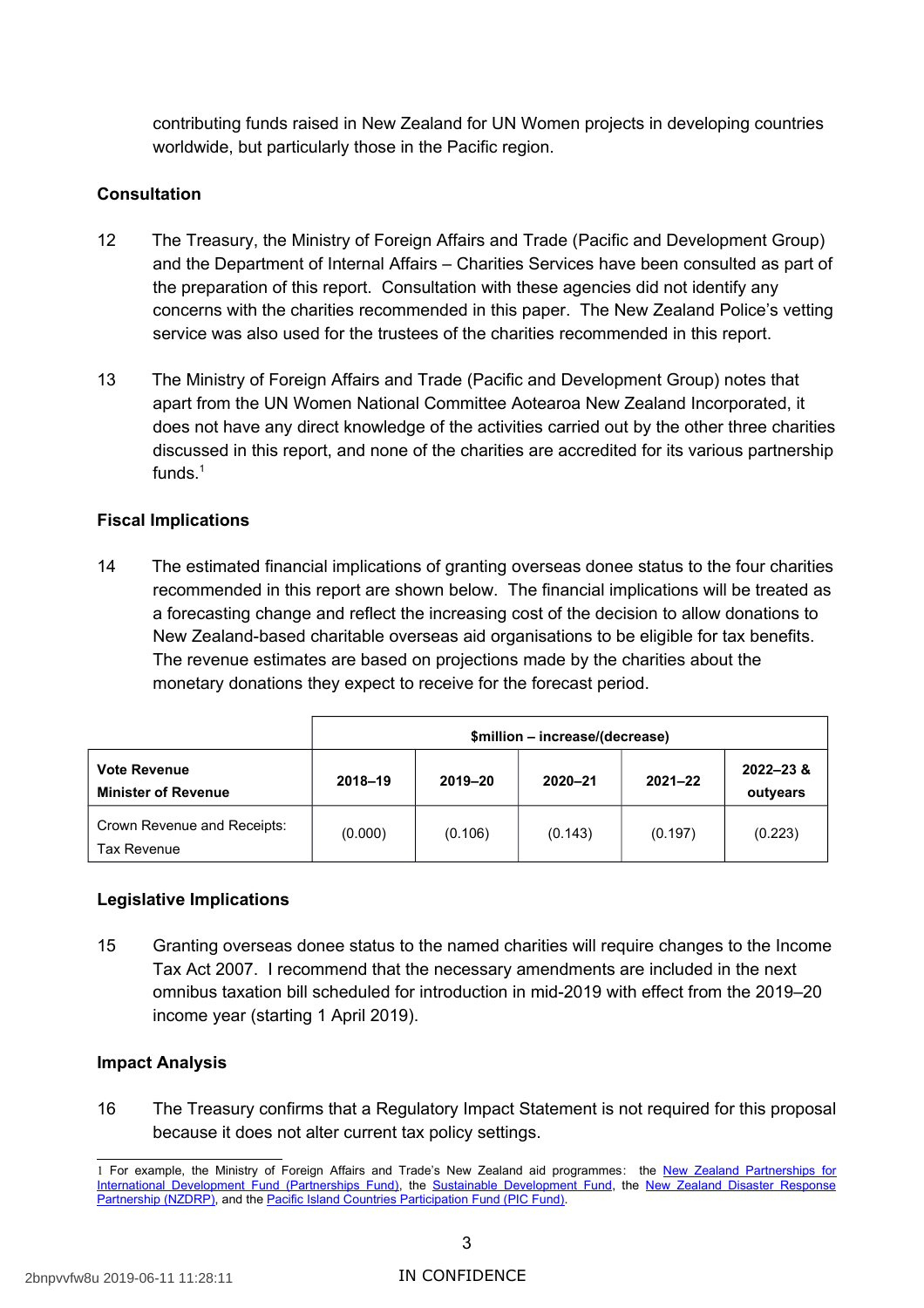contributing funds raised in New Zealand for UN Women projects in developing countries worldwide, but particularly those in the Pacific region.

### Consultation

12 The Treasury, the Ministry of Foreign Affairs and Trade (Pacific and Development Group) and the Department of Internal Affairs – Charities Services have been consulted as part of the preparation of this report. Consultation with these agencies did not identify any concerns with the charities recommended in this paper. The New Zealand Police's vetting service was also used for the trustees of the charities recommended in this report.

13 The Ministry of Foreign Affairs and Trade (Pacific and Development Group) notes that apart from the UN Women National Committee Aotearoa New Zealand Incorporated, it does not have any direct knowledge of the activities carried out by the other three charities discussed in this report, and none of the charities are accredited for its various partnership funds.[1]

### Fiscal Implications

14 The estimated financial implications of granting overseas donee status to the four charities recommended in this report are shown below. The financial implications will be treated as a forecasting change and reflect the increasing cost of the decision to allow donations to New Zealand-based charitable overseas aid organisations to be eligible for tax benefits. The revenue estimates are based on projections made by the charities about the monetary donations they expect to receive for the forecast period.

| | $million – increase/(decrease) | | | | |
|---|---|---|---|---|---|
| **Vote Revenue**<br>**Minister of Revenue** | **2018–19** | **2019–20** | **2020–21** | **2021–22** | **2022–23 & outyears** |
| Crown Revenue and Receipts: Tax Revenue | (0.000) | (0.106) | (0.143) | (0.197) | (0.223) |

### Legislative Implications

15 Granting overseas donee status to the named charities will require changes to the Income Tax Act 2007. I recommend that the necessary amendments are included in the next omnibus taxation bill scheduled for introduction in mid-2019 with effect from the 2019–20 income year (starting 1 April 2019).

### Impact Analysis

16 The Treasury confirms that a Regulatory Impact Statement is not required for this proposal because it does not alter current tax policy settings.

---

[1] For example, the Ministry of Foreign Affairs and Trade's New Zealand aid programmes: the New Zealand Partnerships for International Development Fund (Partnerships Fund), the Sustainable Development Fund, the New Zealand Disaster Response Partnership (NZDRP), and the Pacific Island Countries Participation Fund (PIC Fund).

IN CONFIDENCE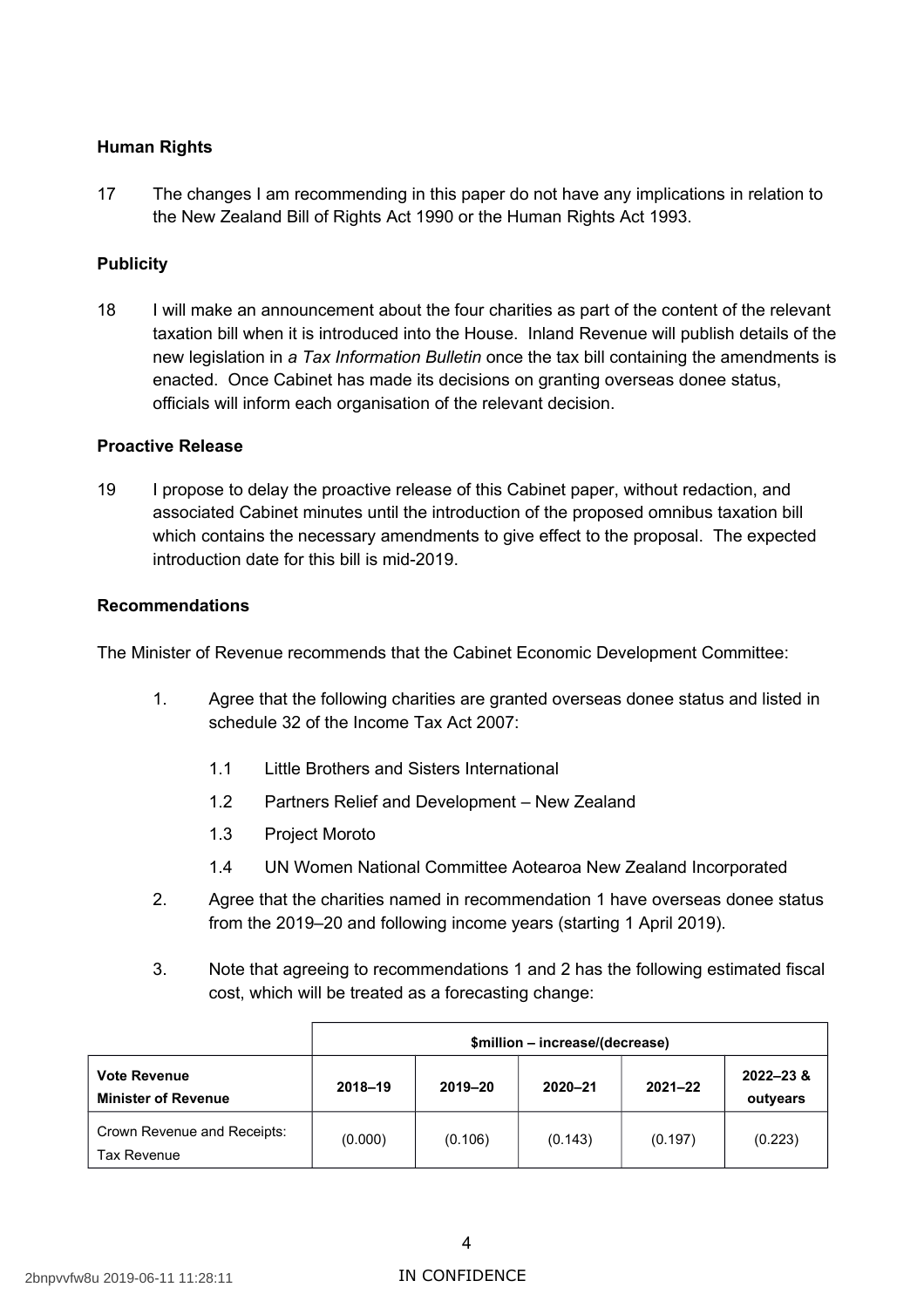### Human Rights

17 The changes I am recommending in this paper do not have any implications in relation to the New Zealand Bill of Rights Act 1990 or the Human Rights Act 1993.

### Publicity

18 I will make an announcement about the four charities as part of the content of the relevant taxation bill when it is introduced into the House. Inland Revenue will publish details of the new legislation in *a Tax Information Bulletin* once the tax bill containing the amendments is enacted. Once Cabinet has made its decisions on granting overseas donee status, officials will inform each organisation of the relevant decision.

### Proactive Release

19 I propose to delay the proactive release of this Cabinet paper, without redaction, and associated Cabinet minutes until the introduction of the proposed omnibus taxation bill which contains the necessary amendments to give effect to the proposal. The expected introduction date for this bill is mid-2019.

### Recommendations

The Minister of Revenue recommends that the Cabinet Economic Development Committee:

1. Agree that the following charities are granted overseas donee status and listed in schedule 32 of the Income Tax Act 2007:
   - 1.1 Little Brothers and Sisters International
   - 1.2 Partners Relief and Development – New Zealand
   - 1.3 Project Moroto
   - 1.4 UN Women National Committee Aotearoa New Zealand Incorporated
2. Agree that the charities named in recommendation 1 have overseas donee status from the 2019–20 and following income years (starting 1 April 2019).
3. Note that agreeing to recommendations 1 and 2 has the following estimated fiscal cost, which will be treated as a forecasting change:

| | $million – increase/(decrease) | | | | |
|---|---|---|---|---|---|
| **Vote Revenue Minister of Revenue** | **2018–19** | **2019–20** | **2020–21** | **2021–22** | **2022–23 & outyears** |
| Crown Revenue and Receipts: Tax Revenue | (0.000) | (0.106) | (0.143) | (0.197) | (0.223) |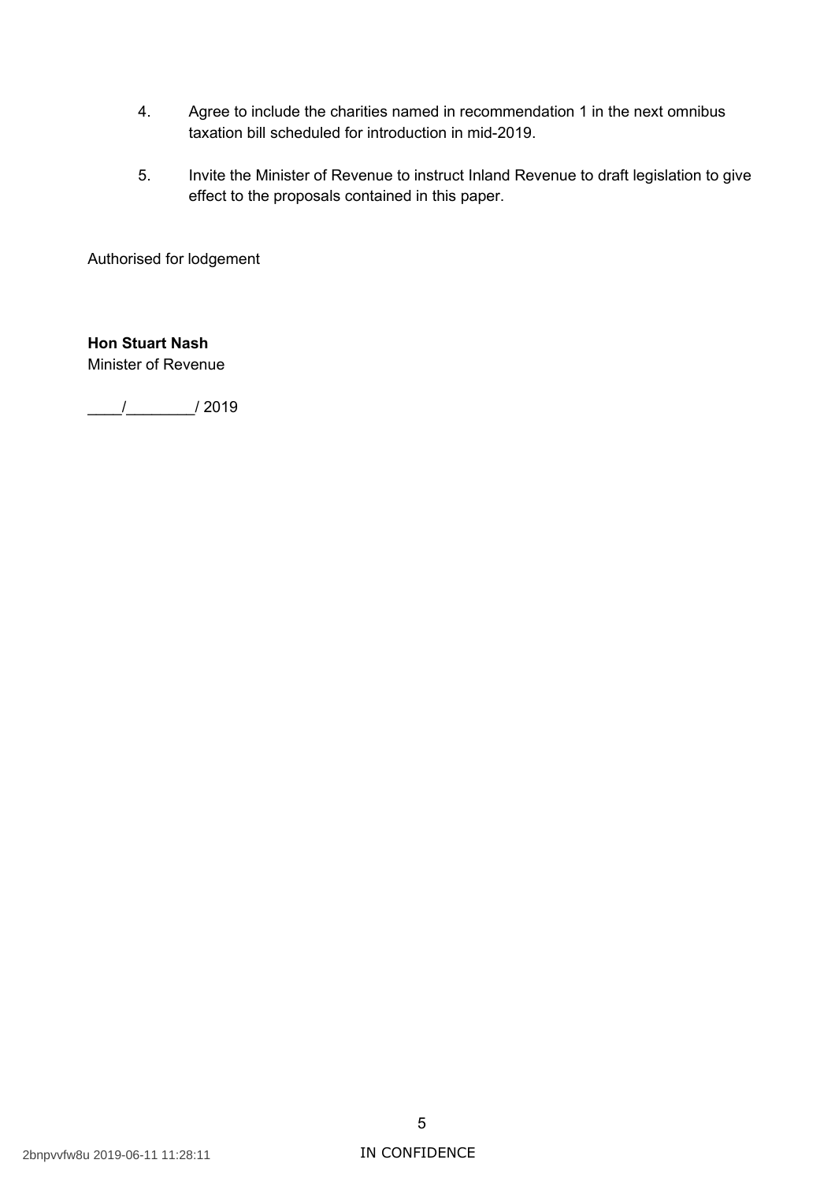4. Agree to include the charities named in recommendation 1 in the next omnibus taxation bill scheduled for introduction in mid-2019.

5. Invite the Minister of Revenue to instruct Inland Revenue to draft legislation to give effect to the proposals contained in this paper.

Authorised for lodgement

**Hon Stuart Nash**
Minister of Revenue

____/________/ 2019